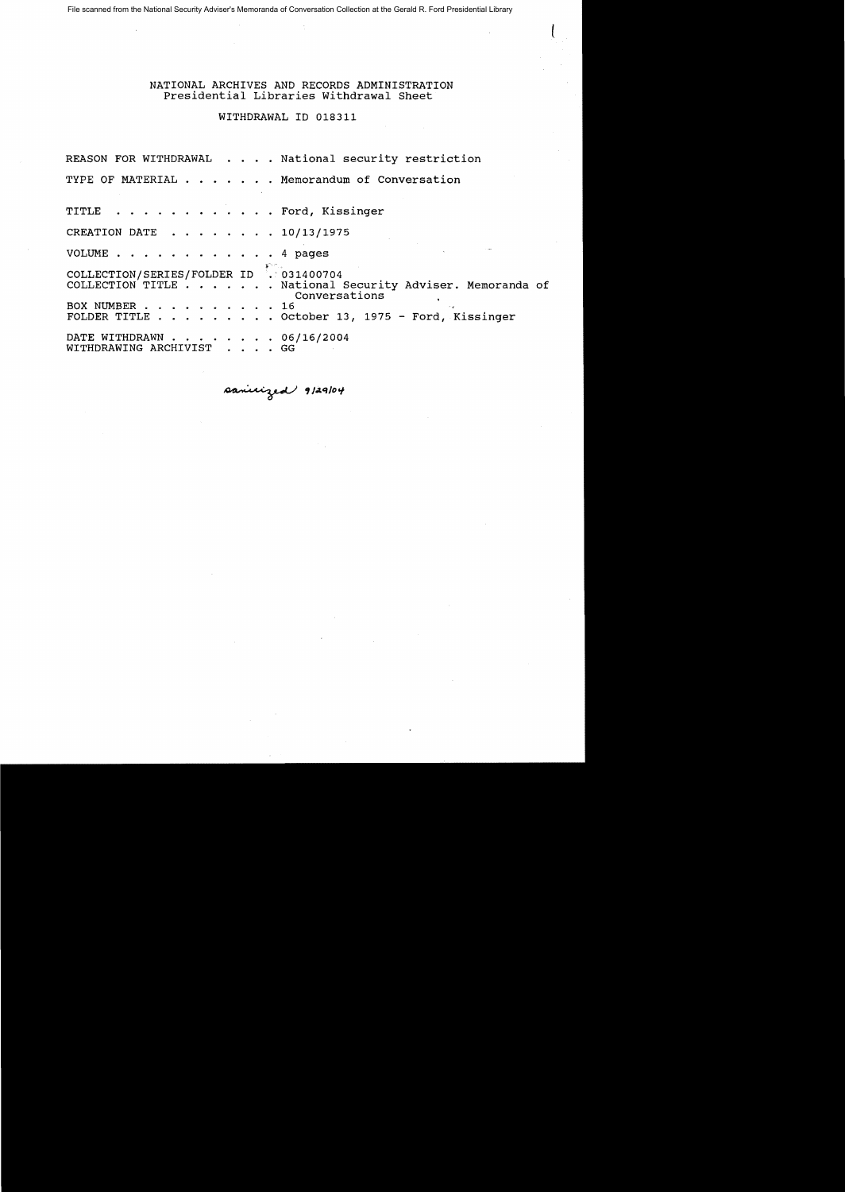File scanned from the National Security Adviser's Memoranda of Conversation Collection at the Gerald R. Ford Presidential Library

# NATIONAL ARCHIVES AND RECORDS ADMINISTRATION
## Presidential Libraries Withdrawal Sheet

### WITHDRAWAL ID 018311

REASON FOR WITHDRAWAL . . . . National security restriction

TYPE OF MATERIAL . . . . . . . Memorandum of Conversation

TITLE . . . . . . . . . . . . Ford, Kissinger

CREATION DATE . . . . . . . . 10/13/1975

VOLUME . . . . . . . . . . . . 4 pages

COLLECTION/SERIES/FOLDER ID . 031400704
COLLECTION TITLE . . . . . . . National Security Adviser. Memoranda of Conversations
BOX NUMBER . . . . . . . . . . 16
FOLDER TITLE . . . . . . . . . October 13, 1975 - Ford, Kissinger

DATE WITHDRAWN . . . . . . . . 06/16/2004
WITHDRAWING ARCHIVIST . . . . GG

*sanitized 9/29/04*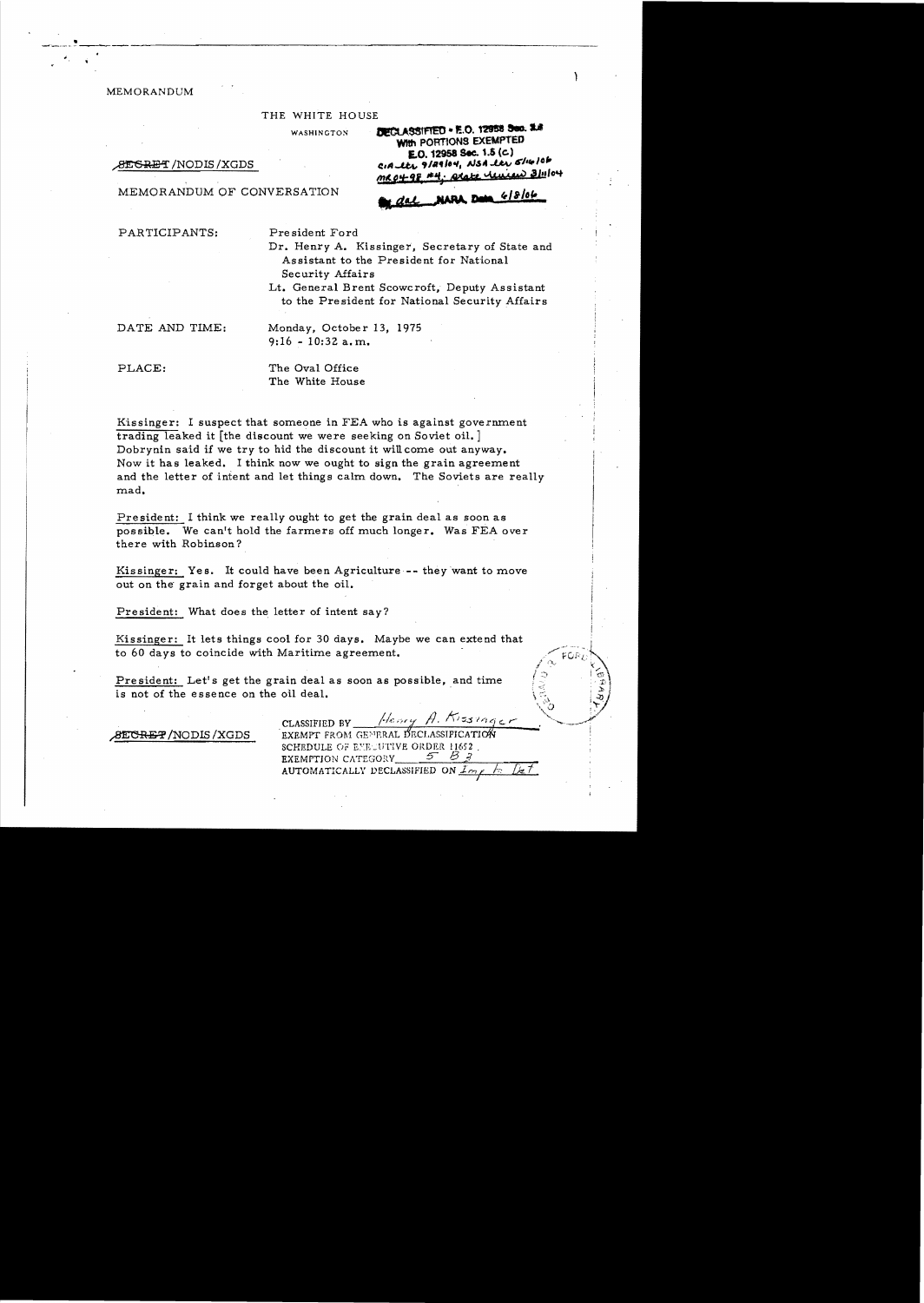MEMORANDUM

THE WHITE HOUSE

WASHINGTON

DECLASSIFIED • E.O. 12958 Sec. 3.6
With PORTIONS EXEMPTED
E.O. 12958 Sec. 1.5 (c)
CIA ltr 9/29/04, NSA ltr 5/16/06
MR 04-98 #4; State review 3/11/04
By dal NARA, Date 6/8/06

SECRET/NODIS/XGDS

MEMORANDUM OF CONVERSATION

PARTICIPANTS:
President Ford
Dr. Henry A. Kissinger, Secretary of State and Assistant to the President for National Security Affairs
Lt. General Brent Scowcroft, Deputy Assistant to the President for National Security Affairs

DATE AND TIME:
Monday, October 13, 1975
9:16 - 10:32 a.m.

PLACE:
The Oval Office
The White House

Kissinger: I suspect that someone in FEA who is against government trading leaked it [the discount we were seeking on Soviet oil.] Dobrynin said if we try to hid the discount it will come out anyway. Now it has leaked. I think now we ought to sign the grain agreement and the letter of intent and let things calm down. The Soviets are really mad.

President: I think we really ought to get the grain deal as soon as possible. We can't hold the farmers off much longer. Was FEA over there with Robinson?

Kissinger: Yes. It could have been Agriculture -- they want to move out on the grain and forget about the oil.

President: What does the letter of intent say?

Kissinger: It lets things cool for 30 days. Maybe we can extend that to 60 days to coincide with Maritime agreement.

President: Let's get the grain deal as soon as possible, and time is not of the essence on the oil deal.

SECRET/NODIS/XGDS

CLASSIFIED BY Henry A. Kissinger
EXEMPT FROM GENERAL DECLASSIFICATION
SCHEDULE OF EXECUTIVE ORDER 11652
EXEMPTION CATEGORY 5 B 3
AUTOMATICALLY DECLASSIFIED ON Imp to Det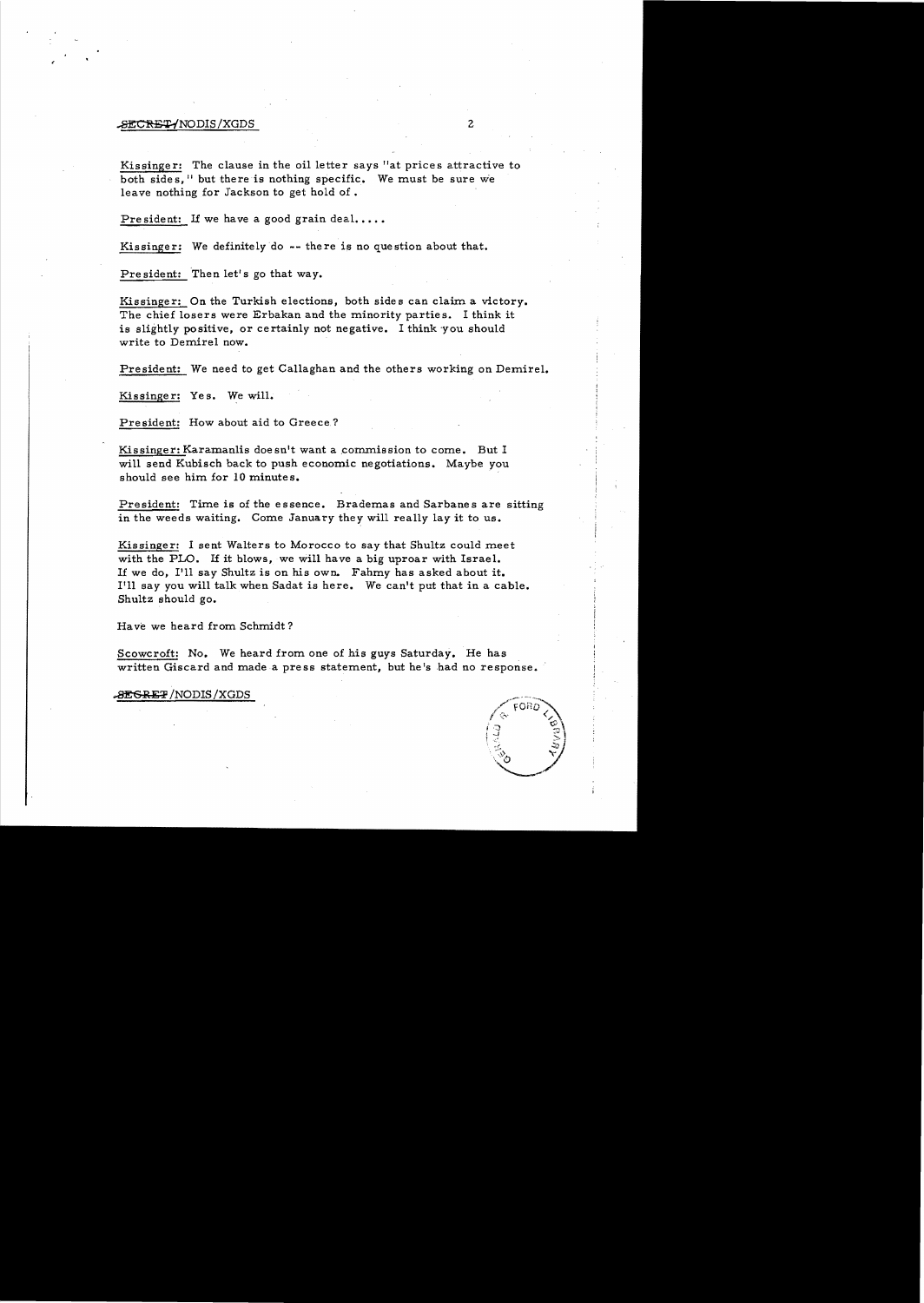SECRET/NODIS/XGDS

Kissinger: The clause in the oil letter says "at prices attractive to both sides," but there is nothing specific. We must be sure we leave nothing for Jackson to get hold of.

President: If we have a good grain deal.....

Kissinger: We definitely do -- there is no question about that.

President: Then let's go that way.

Kissinger: On the Turkish elections, both sides can claim a victory. The chief losers were Erbakan and the minority parties. I think it is slightly positive, or certainly not negative. I think you should write to Demirel now.

President: We need to get Callaghan and the others working on Demirel.

Kissinger: Yes. We will.

President: How about aid to Greece?

Kissinger: Karamanlis doesn't want a commission to come. But I will send Kubisch back to push economic negotiations. Maybe you should see him for 10 minutes.

President: Time is of the essence. Brademas and Sarbanes are sitting in the weeds waiting. Come January they will really lay it to us.

Kissinger: I sent Walters to Morocco to say that Shultz could meet with the PLO. If it blows, we will have a big uproar with Israel. If we do, I'll say Shultz is on his own. Fahmy has asked about it. I'll say you will talk when Sadat is here. We can't put that in a cable. Shultz should go.

Have we heard from Schmidt?

Scowcroft: No. We heard from one of his guys Saturday. He has written Giscard and made a press statement, but he's had no response.

SECRET/NODIS/XGDS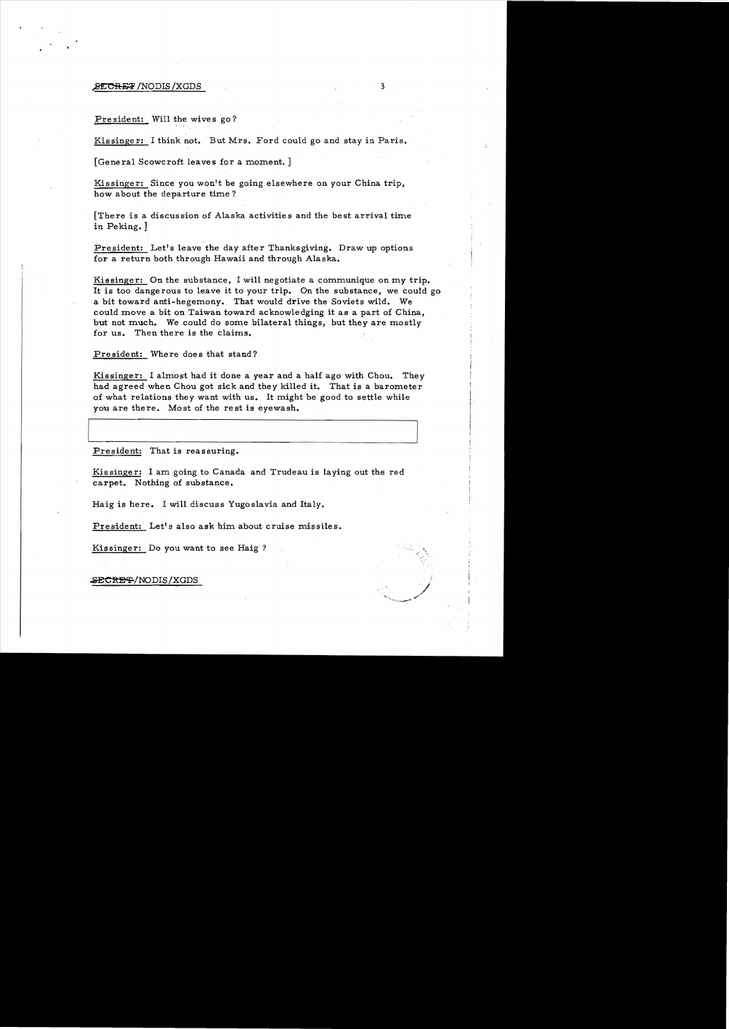President: Will the wives go?

Kissinger: I think not. But Mrs. Ford could go and stay in Paris.

[General Scowcroft leaves for a moment.]

Kissinger: Since you won't be going elsewhere on your China trip, how about the departure time?

[There is a discussion of Alaska activities and the best arrival time in Peking.]

President: Let's leave the day after Thanksgiving. Draw up options for a return both through Hawaii and through Alaska.

Kissinger: On the substance, I will negotiate a communique on my trip. It is too dangerous to leave it to your trip. On the substance, we could go a bit toward anti-hegemony. That would drive the Soviets wild. We could move a bit on Taiwan toward acknowledging it as a part of China, but not much. We could do some bilateral things, but they are mostly for us. Then there is the claims.

President: Where does that stand?

Kissinger: I almost had it done a year and a half ago with Chou. They had agreed when Chou got sick and they killed it. That is a barometer of what relations they want with us. It might be good to settle while you are there. Most of the rest is eyewash.

President: That is reassuring.

Kissinger: I am going to Canada and Trudeau is laying out the red carpet. Nothing of substance.

Haig is here. I will discuss Yugoslavia and Italy.

President: Let's also ask him about cruise missiles.

Kissinger: Do you want to see Haig?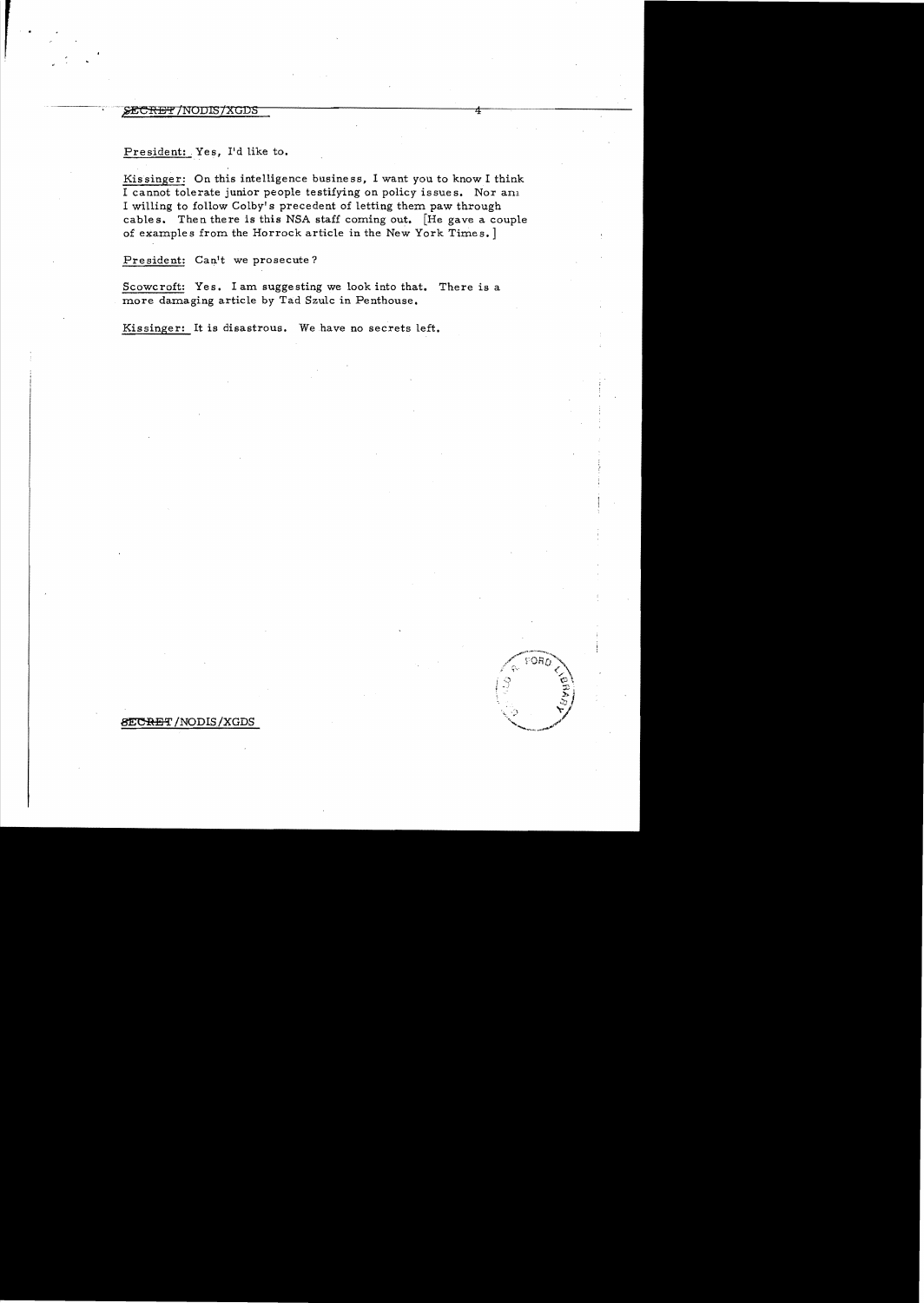President: Yes, I'd like to.

Kissinger: On this intelligence business, I want you to know I think I cannot tolerate junior people testifying on policy issues. Nor am I willing to follow Colby's precedent of letting them paw through cables. Then there is this NSA staff coming out. [He gave a couple of examples from the Horrock article in the New York Times.]

President: Can't we prosecute?

Scowcroft: Yes. I am suggesting we look into that. There is a more damaging article by Tad Szulc in Penthouse.

Kissinger: It is disastrous. We have no secrets left.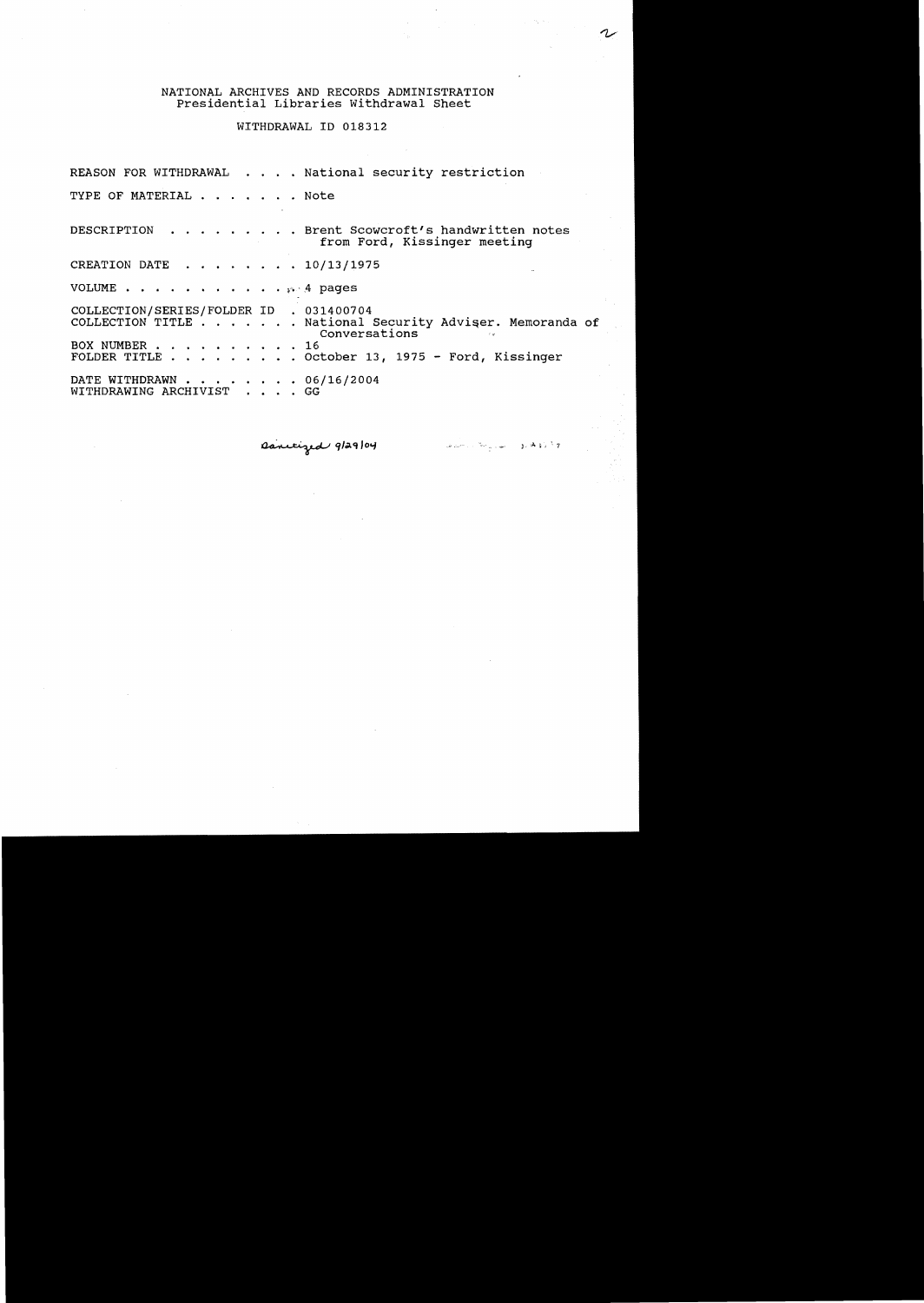NATIONAL ARCHIVES AND RECORDS ADMINISTRATION
Presidential Libraries Withdrawal Sheet

WITHDRAWAL ID 018312

REASON FOR WITHDRAWAL . . . . National security restriction

TYPE OF MATERIAL . . . . . . . Note

DESCRIPTION . . . . . . . . . Brent Scowcroft's handwritten notes from Ford, Kissinger meeting

CREATION DATE . . . . . . . . 10/13/1975

VOLUME . . . . . . . . . . . . 4 pages

COLLECTION/SERIES/FOLDER ID . 031400704
COLLECTION TITLE . . . . . . . National Security Adviser. Memoranda of Conversations
BOX NUMBER . . . . . . . . . . 16
FOLDER TITLE . . . . . . . . . October 13, 1975 - Ford, Kissinger

DATE WITHDRAWN . . . . . . . . 06/16/2004
WITHDRAWING ARCHIVIST . . . . GG

Sanitized 9/29/04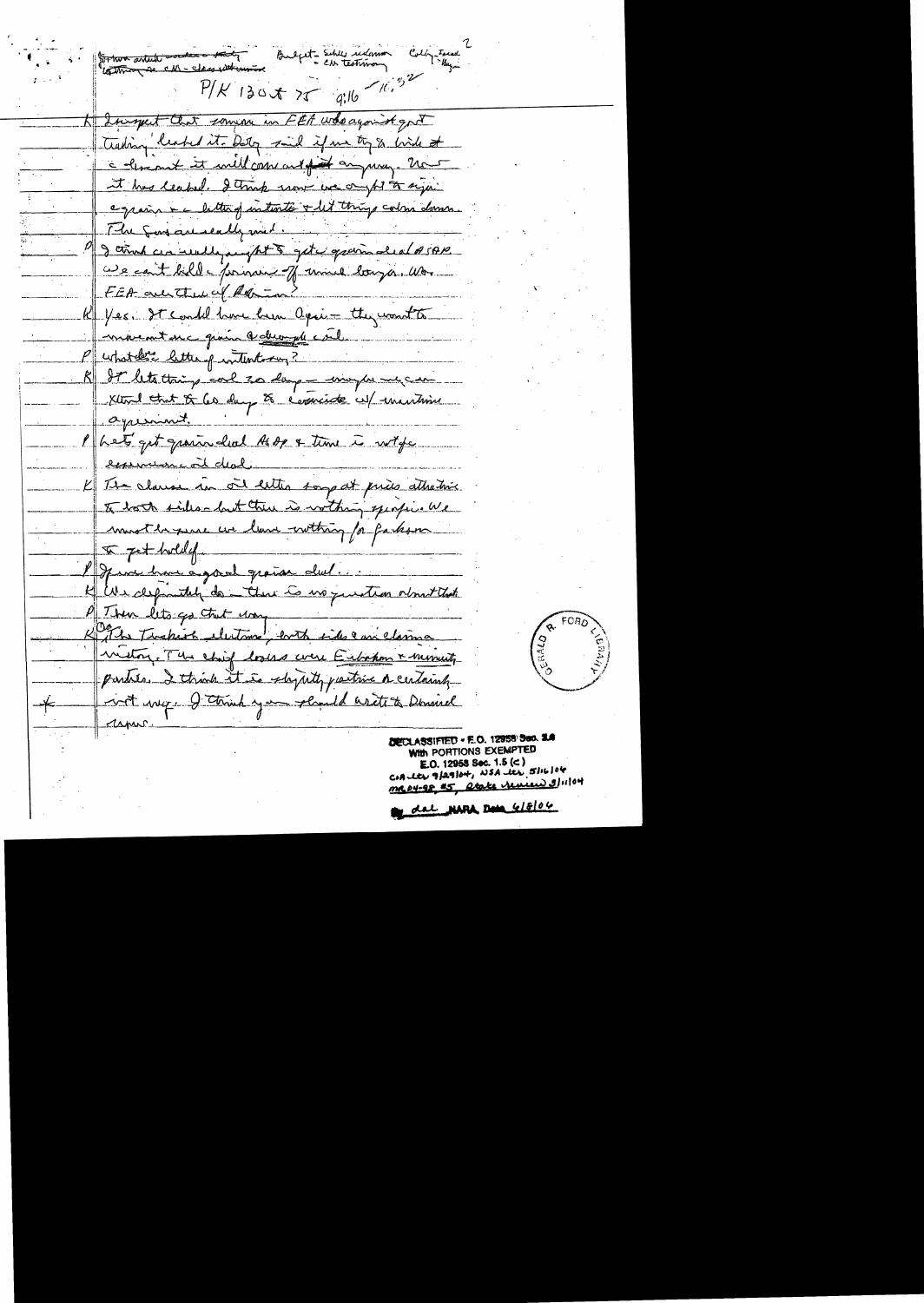[Top margin notes, partially illegible:] Further action — ... ... party / ... — CM — ... ... Budget — Schultz — ... — CM testimony  Colby — Israel / — Rog. 2

P/K 13 Oct 75  9:16 – 10:32

K I suspect that someone in FEA who is against grain trading leaked it. Doty said if we try to hide it in the contract it will come out fast anyway. Now it has leaked. I think now we ought to sign again a letter of intent + let things calm down. The Sovs are really mad.

P I think we really ought to get a grain deal ASAP. We can't hold a [?] program off much longer. Was FEA over there [?]

K Yes. It could have been Agri — they want to move out on grain and dumped oil.

P What does letter of intent say?

K It lets things cool 30 days — maybe we can extend that to 60 days & coincide w/ maritime agreement.

P Let's get grain deal ASAP & time it w/ [?] ... oil deal.

K The clause in oil letter says at prices attractive to both sides — but there is nothing specific. We must be sure we have nothing for Jackson to get hold of.

P If we have a good grain deal...

K We definitely do — there is no question about that.

P Then lets go that way.

K [Ok] The Turkish elections, both sides are claiming victory. The chief losers were Ecevit + minority parties. I think it is slightly positive & certainly not worse. I think you should write to Demirel soon.

DECLASSIFIED • E.O. 12958 Sec. 3.6
With PORTIONS EXEMPTED
E.O. 12958 Sec. 1.5 (c)
CIA Ltr 9/29/04, NSA Ltr 5/16/04
MR 04-98 #5, State review 3/11/04
By dal NARA, Date 6/8/04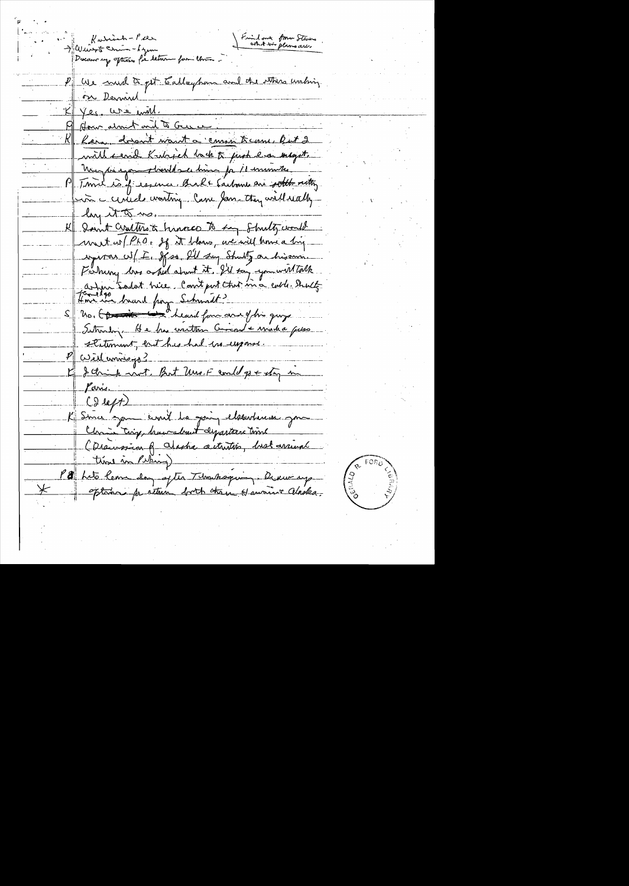Kubisch - Peer
→ Wuest Chin - Lynn
Discuss up options for return from China –

Find out from Stevens what the plans are.

P We need to get Callaghan and the others working on Demirel.

K Yes. We will.

P How about aid to Greece.

K Rana doesn't want a commission to come. But I will send Kubisch back to push on budget. Maybe you should see him for 10 minutes.

P Time is of essence. Burk & Sarbanes are sitting in a circle waiting. Come from there will really lay it to us.

K Don't want this to happen. Shultz would meet w/ PLO. If it blows, we will have a big uproar w/ I. If so, I'll say Shultz on his own. Fahmy has asked about it. I'll say you will talk about Sadat here. Can't put that in a cable. Shultz & Fahmy have heard from Schmidt?

S No. Have heard from one of his guys Saturday. He has written Giscard & made a press statement, but has had no response.

P Will mine go?

K I think not. But Mrs. F could go & stay in Paris.

(I left)

K Since you won't be going elsewhere from China trip, how about departure time (Discussion of Alaska activities, best arrival time in Peking)

P Late Sunday after Thanksgiving. Draw up options for return both thru Hawaii & Alaska.

*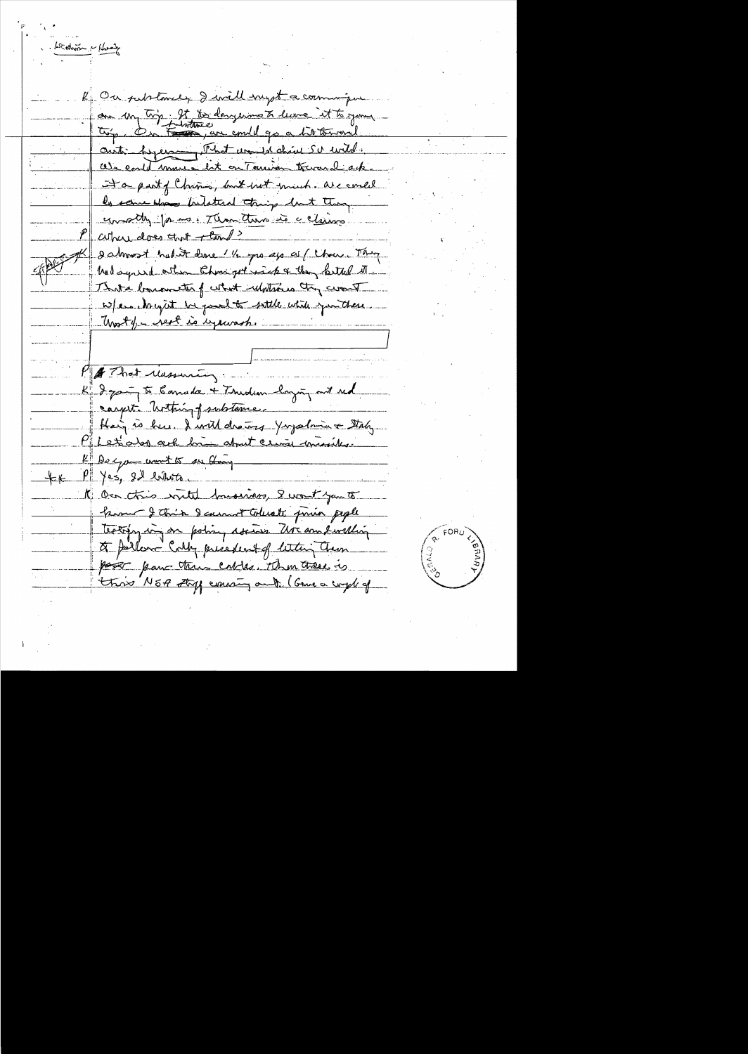Kissinger – Ford

K. On substance I will might a communique on my trip. It is dangerous to leave it to your trip. On substance, we could go a bit toward anti-hegemony. That would drive SU wild. We could move a bit on Taiwan toward ack. it a part of China, but not much. We could do some bilateral things but they are mostly for us. Then there is a claims

P. Where does that stand?

K. I almost had it done 1½ yrs ago w/ Chou. They had agreed when Chou got sick & they killed it. That's barometer of what relations they want. W/ us. Might be good to settle while you there. Mostly a real is a eyewash.

P. That reassuring.

K. I going to Canada & Trudeau laying out red carpet. Nothing of substance.

Haig is here. I will discuss Yugoslavia & Italy.

P. Let's also ask him about cruise missiles.

K. Do you want to see Haig?

P. Yes, I'd like to.

K. On this intel business, I want you to know I think I cannot tolerate junior people testifying on policy issues. We are dwelling to follow Colby precedent of letting them pass. Have these cables. Then there is this NSA staff coming out. (Gave a couple of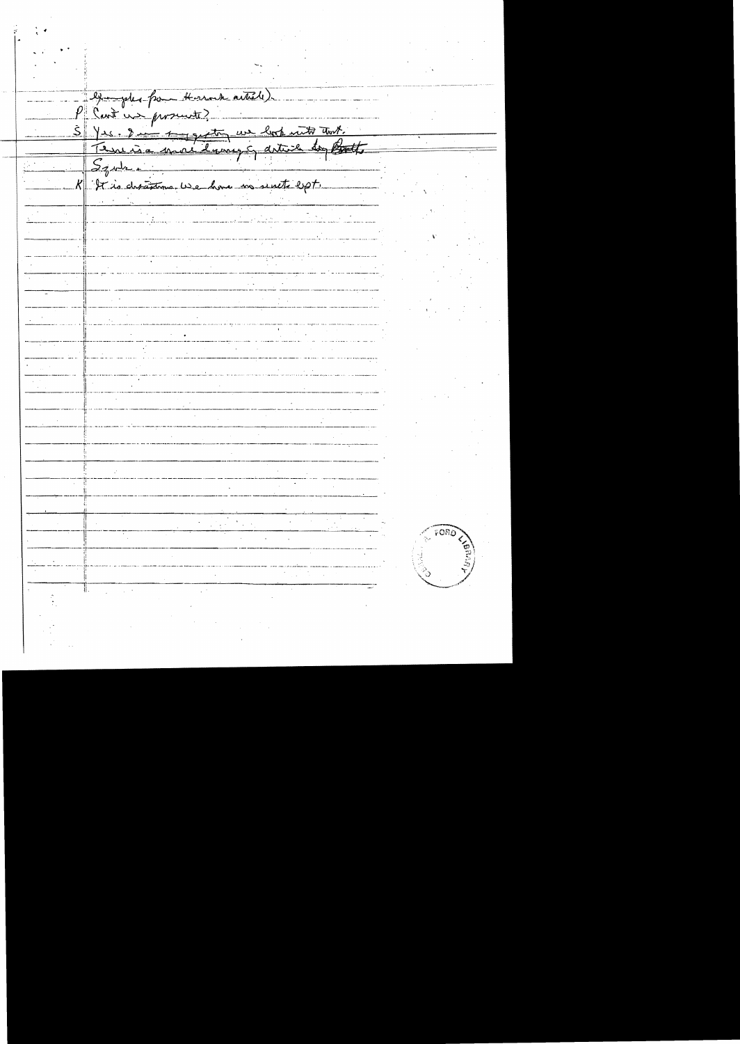examples from Harrock article).

P: Can't we prosecute?

S: Yes. I am suggesting we look into that. There is a more damaging article by Tad Szulc.

K: It is disastrous. We have no secrets left.